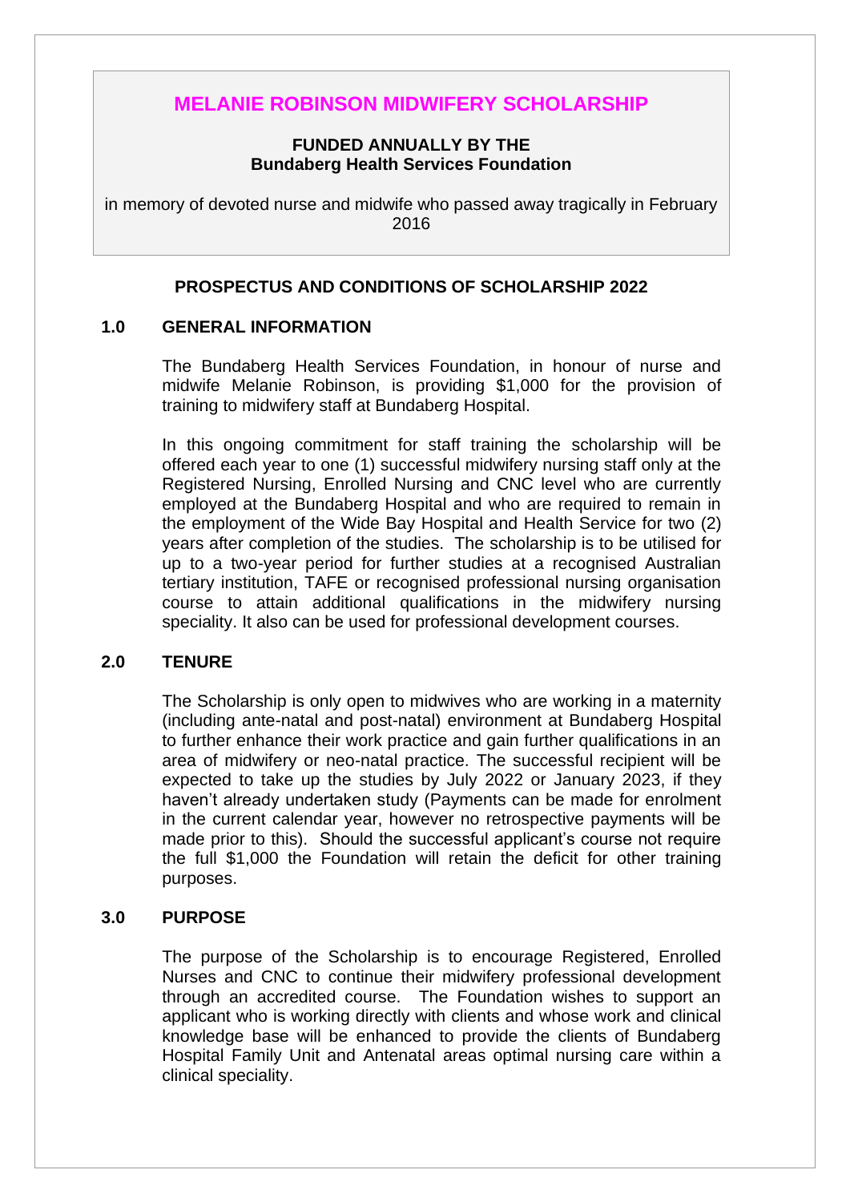# MELANIE ROBINSON MIDWIFERY SCHOLARSHIP

**FUNDED ANNUALLY BY THE**
**Bundaberg Health Services Foundation**

in memory of devoted nurse and midwife who passed away tragically in February 2016

## PROSPECTUS AND CONDITIONS OF SCHOLARSHIP 2022

### 1.0 GENERAL INFORMATION

The Bundaberg Health Services Foundation, in honour of nurse and midwife Melanie Robinson, is providing $1,000 for the provision of training to midwifery staff at Bundaberg Hospital.

In this ongoing commitment for staff training the scholarship will be offered each year to one (1) successful midwifery nursing staff only at the Registered Nursing, Enrolled Nursing and CNC level who are currently employed at the Bundaberg Hospital and who are required to remain in the employment of the Wide Bay Hospital and Health Service for two (2) years after completion of the studies. The scholarship is to be utilised for up to a two-year period for further studies at a recognised Australian tertiary institution, TAFE or recognised professional nursing organisation course to attain additional qualifications in the midwifery nursing speciality. It also can be used for professional development courses.

### 2.0 TENURE

The Scholarship is only open to midwives who are working in a maternity (including ante-natal and post-natal) environment at Bundaberg Hospital to further enhance their work practice and gain further qualifications in an area of midwifery or neo-natal practice. The successful recipient will be expected to take up the studies by July 2022 or January 2023, if they haven't already undertaken study (Payments can be made for enrolment in the current calendar year, however no retrospective payments will be made prior to this). Should the successful applicant's course not require the full $1,000 the Foundation will retain the deficit for other training purposes.

### 3.0 PURPOSE

The purpose of the Scholarship is to encourage Registered, Enrolled Nurses and CNC to continue their midwifery professional development through an accredited course. The Foundation wishes to support an applicant who is working directly with clients and whose work and clinical knowledge base will be enhanced to provide the clients of Bundaberg Hospital Family Unit and Antenatal areas optimal nursing care within a clinical speciality.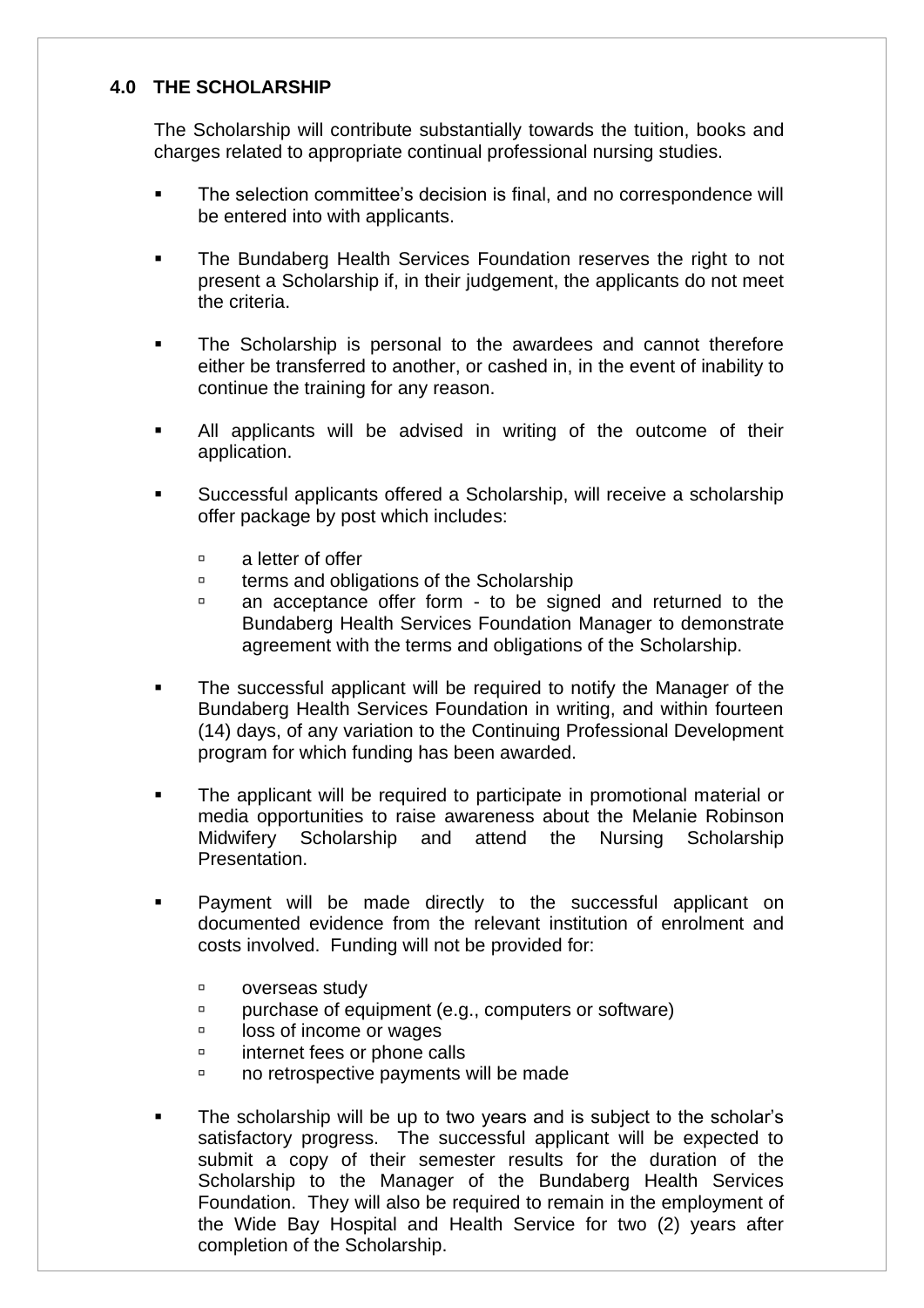## 4.0 THE SCHOLARSHIP

The Scholarship will contribute substantially towards the tuition, books and charges related to appropriate continual professional nursing studies.

- The selection committee's decision is final, and no correspondence will be entered into with applicants.
- The Bundaberg Health Services Foundation reserves the right to not present a Scholarship if, in their judgement, the applicants do not meet the criteria.
- The Scholarship is personal to the awardees and cannot therefore either be transferred to another, or cashed in, in the event of inability to continue the training for any reason.
- All applicants will be advised in writing of the outcome of their application.
- Successful applicants offered a Scholarship, will receive a scholarship offer package by post which includes:
  - a letter of offer
  - terms and obligations of the Scholarship
  - an acceptance offer form - to be signed and returned to the Bundaberg Health Services Foundation Manager to demonstrate agreement with the terms and obligations of the Scholarship.
- The successful applicant will be required to notify the Manager of the Bundaberg Health Services Foundation in writing, and within fourteen (14) days, of any variation to the Continuing Professional Development program for which funding has been awarded.
- The applicant will be required to participate in promotional material or media opportunities to raise awareness about the Melanie Robinson Midwifery Scholarship and attend the Nursing Scholarship Presentation.
- Payment will be made directly to the successful applicant on documented evidence from the relevant institution of enrolment and costs involved. Funding will not be provided for:
  - overseas study
  - purchase of equipment (e.g., computers or software)
  - loss of income or wages
  - internet fees or phone calls
  - no retrospective payments will be made
- The scholarship will be up to two years and is subject to the scholar's satisfactory progress. The successful applicant will be expected to submit a copy of their semester results for the duration of the Scholarship to the Manager of the Bundaberg Health Services Foundation. They will also be required to remain in the employment of the Wide Bay Hospital and Health Service for two (2) years after completion of the Scholarship.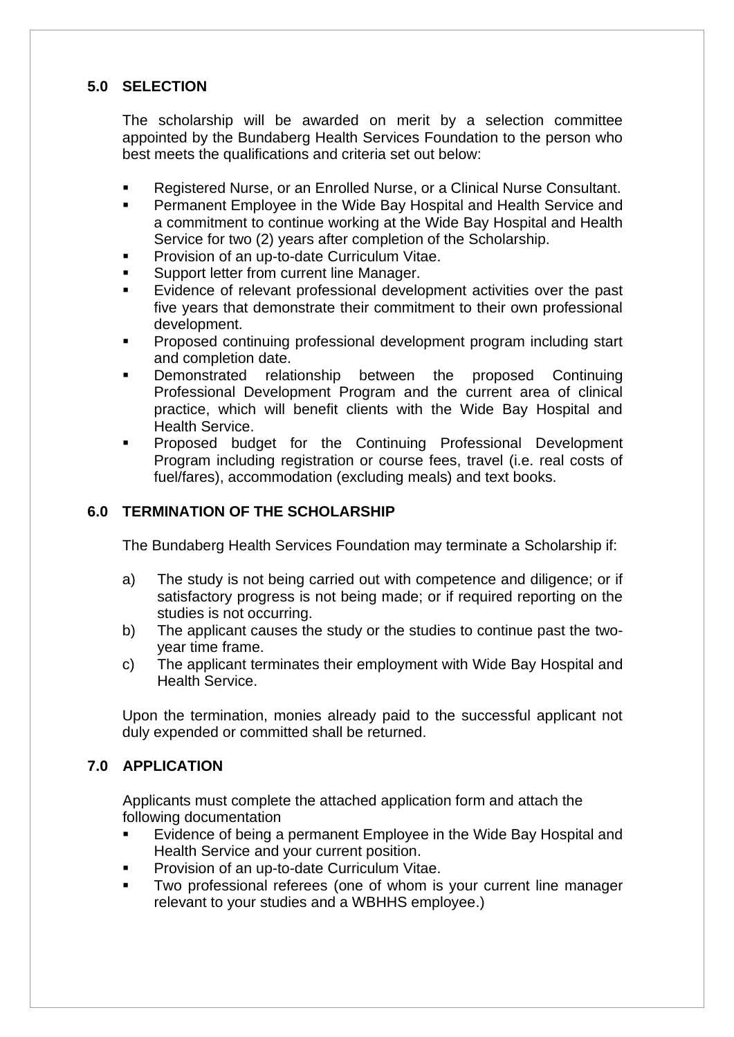## 5.0 SELECTION

The scholarship will be awarded on merit by a selection committee appointed by the Bundaberg Health Services Foundation to the person who best meets the qualifications and criteria set out below:

- Registered Nurse, or an Enrolled Nurse, or a Clinical Nurse Consultant.
- Permanent Employee in the Wide Bay Hospital and Health Service and a commitment to continue working at the Wide Bay Hospital and Health Service for two (2) years after completion of the Scholarship.
- Provision of an up-to-date Curriculum Vitae.
- Support letter from current line Manager.
- Evidence of relevant professional development activities over the past five years that demonstrate their commitment to their own professional development.
- Proposed continuing professional development program including start and completion date.
- Demonstrated relationship between the proposed Continuing Professional Development Program and the current area of clinical practice, which will benefit clients with the Wide Bay Hospital and Health Service.
- Proposed budget for the Continuing Professional Development Program including registration or course fees, travel (i.e. real costs of fuel/fares), accommodation (excluding meals) and text books.

## 6.0 TERMINATION OF THE SCHOLARSHIP

The Bundaberg Health Services Foundation may terminate a Scholarship if:

a) The study is not being carried out with competence and diligence; or if satisfactory progress is not being made; or if required reporting on the studies is not occurring.

b) The applicant causes the study or the studies to continue past the two-year time frame.

c) The applicant terminates their employment with Wide Bay Hospital and Health Service.

Upon the termination, monies already paid to the successful applicant not duly expended or committed shall be returned.

## 7.0 APPLICATION

Applicants must complete the attached application form and attach the following documentation

- Evidence of being a permanent Employee in the Wide Bay Hospital and Health Service and your current position.
- Provision of an up-to-date Curriculum Vitae.
- Two professional referees (one of whom is your current line manager relevant to your studies and a WBHHS employee.)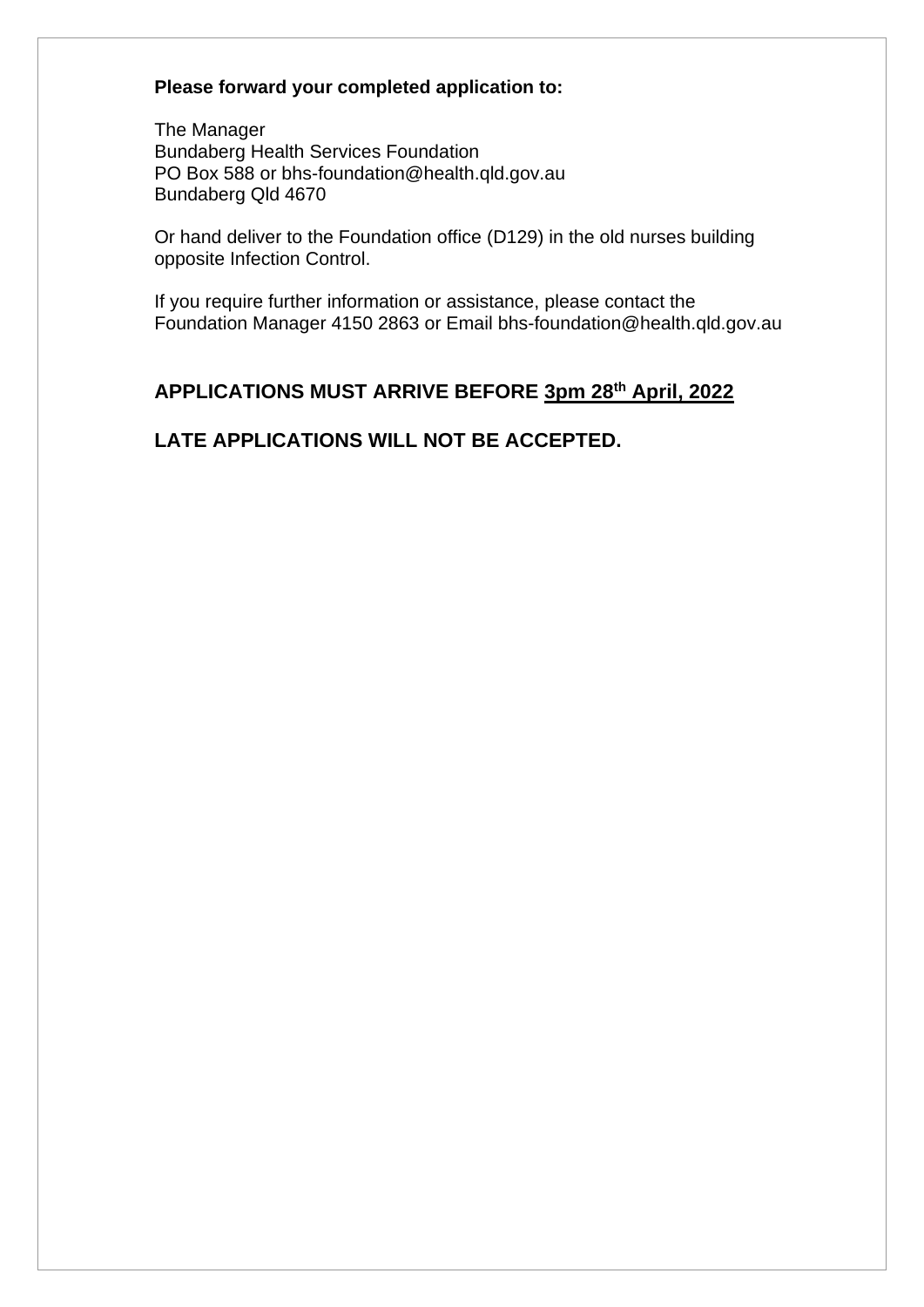**Please forward your completed application to:**

The Manager
Bundaberg Health Services Foundation
PO Box 588 or bhs-foundation@health.qld.gov.au
Bundaberg Qld 4670

Or hand deliver to the Foundation office (D129) in the old nurses building opposite Infection Control.

If you require further information or assistance, please contact the Foundation Manager 4150 2863 or Email bhs-foundation@health.qld.gov.au

## APPLICATIONS MUST ARRIVE BEFORE 3pm 28th April, 2022

## LATE APPLICATIONS WILL NOT BE ACCEPTED.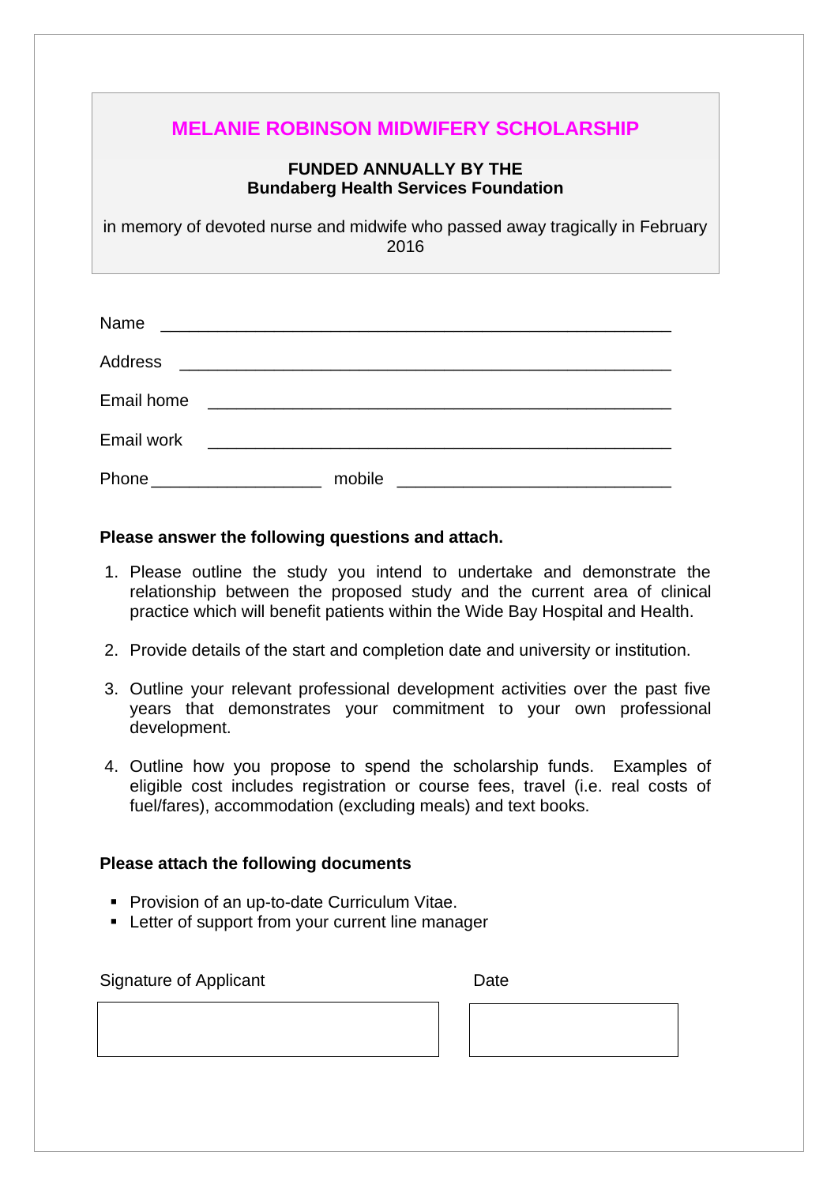# MELANIE ROBINSON MIDWIFERY SCHOLARSHIP

**FUNDED ANNUALLY BY THE**
**Bundaberg Health Services Foundation**

in memory of devoted nurse and midwife who passed away tragically in February 2016

Name ______________________________________________________

Address ____________________________________________________

Email home _________________________________________________

Email work _________________________________________________

Phone __________________ mobile ____________________________

**Please answer the following questions and attach.**

1. Please outline the study you intend to undertake and demonstrate the relationship between the proposed study and the current area of clinical practice which will benefit patients within the Wide Bay Hospital and Health.
2. Provide details of the start and completion date and university or institution.
3. Outline your relevant professional development activities over the past five years that demonstrates your commitment to your own professional development.
4. Outline how you propose to spend the scholarship funds. Examples of eligible cost includes registration or course fees, travel (i.e. real costs of fuel/fares), accommodation (excluding meals) and text books.

**Please attach the following documents**

- Provision of an up-to-date Curriculum Vitae.
- Letter of support from your current line manager

| Signature of Applicant | Date |
|---|---|
| | |